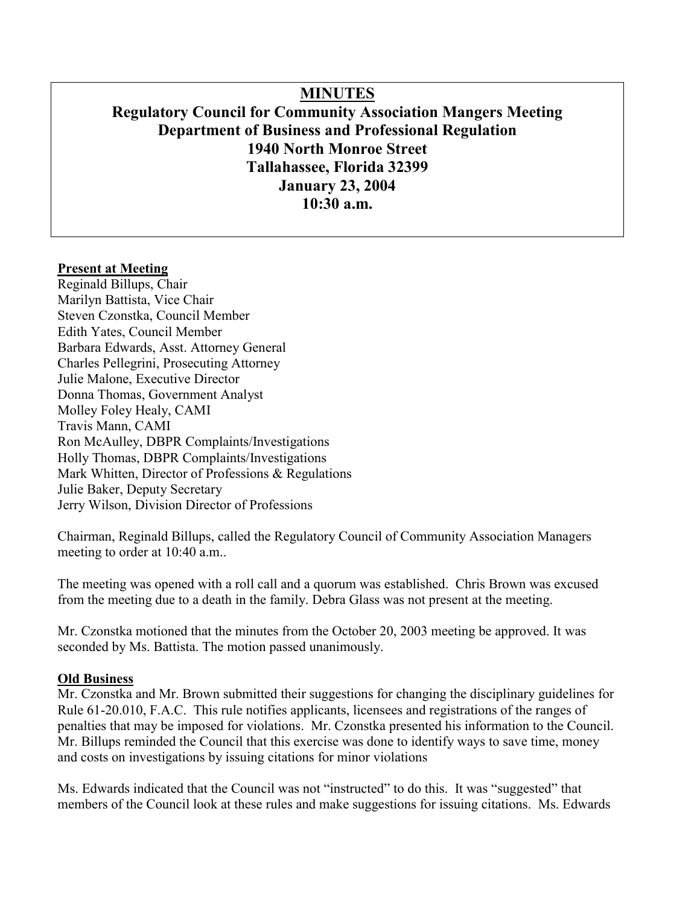# MINUTES

## Regulatory Council for Community Association Mangers Meeting
## Department of Business and Professional Regulation
## 1940 North Monroe Street
## Tallahassee, Florida 32399
## January 23, 2004
## 10:30 a.m.

**Present at Meeting**

Reginald Billups, Chair
Marilyn Battista, Vice Chair
Steven Czonstka, Council Member
Edith Yates, Council Member
Barbara Edwards, Asst. Attorney General
Charles Pellegrini, Prosecuting Attorney
Julie Malone, Executive Director
Donna Thomas, Government Analyst
Molley Foley Healy, CAMI
Travis Mann, CAMI
Ron McAulley, DBPR Complaints/Investigations
Holly Thomas, DBPR Complaints/Investigations
Mark Whitten, Director of Professions & Regulations
Julie Baker, Deputy Secretary
Jerry Wilson, Division Director of Professions

Chairman, Reginald Billups, called the Regulatory Council of Community Association Managers meeting to order at 10:40 a.m..

The meeting was opened with a roll call and a quorum was established. Chris Brown was excused from the meeting due to a death in the family. Debra Glass was not present at the meeting.

Mr. Czonstka motioned that the minutes from the October 20, 2003 meeting be approved. It was seconded by Ms. Battista. The motion passed unanimously.

**Old Business**

Mr. Czonstka and Mr. Brown submitted their suggestions for changing the disciplinary guidelines for Rule 61-20.010, F.A.C. This rule notifies applicants, licensees and registrations of the ranges of penalties that may be imposed for violations. Mr. Czonstka presented his information to the Council. Mr. Billups reminded the Council that this exercise was done to identify ways to save time, money and costs on investigations by issuing citations for minor violations

Ms. Edwards indicated that the Council was not "instructed" to do this. It was "suggested" that members of the Council look at these rules and make suggestions for issuing citations. Ms. Edwards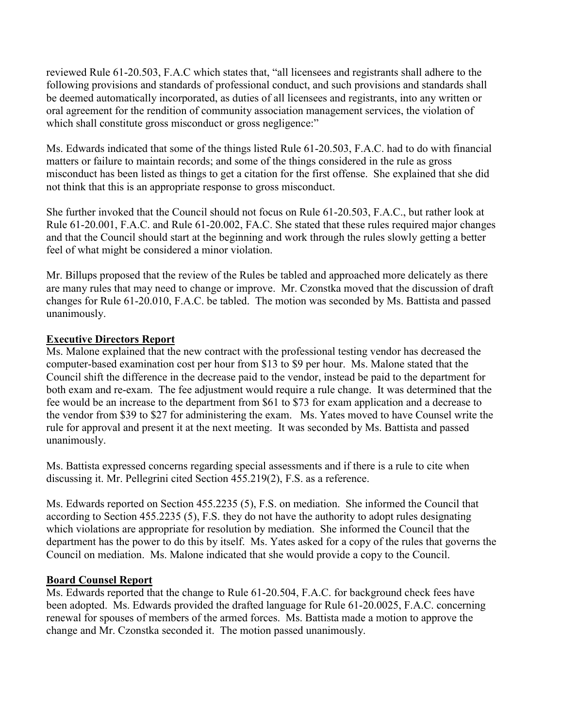reviewed Rule 61-20.503, F.A.C which states that, "all licensees and registrants shall adhere to the following provisions and standards of professional conduct, and such provisions and standards shall be deemed automatically incorporated, as duties of all licensees and registrants, into any written or oral agreement for the rendition of community association management services, the violation of which shall constitute gross misconduct or gross negligence:"

Ms. Edwards indicated that some of the things listed Rule 61-20.503, F.A.C. had to do with financial matters or failure to maintain records; and some of the things considered in the rule as gross misconduct has been listed as things to get a citation for the first offense. She explained that she did not think that this is an appropriate response to gross misconduct.

She further invoked that the Council should not focus on Rule 61-20.503, F.A.C., but rather look at Rule 61-20.001, F.A.C. and Rule 61-20.002, FA.C. She stated that these rules required major changes and that the Council should start at the beginning and work through the rules slowly getting a better feel of what might be considered a minor violation.

Mr. Billups proposed that the review of the Rules be tabled and approached more delicately as there are many rules that may need to change or improve. Mr. Czonstka moved that the discussion of draft changes for Rule 61-20.010, F.A.C. be tabled. The motion was seconded by Ms. Battista and passed unanimously.

**Executive Directors Report**

Ms. Malone explained that the new contract with the professional testing vendor has decreased the computer-based examination cost per hour from $13 to $9 per hour. Ms. Malone stated that the Council shift the difference in the decrease paid to the vendor, instead be paid to the department for both exam and re-exam. The fee adjustment would require a rule change. It was determined that the fee would be an increase to the department from $61 to $73 for exam application and a decrease to the vendor from $39 to $27 for administering the exam. Ms. Yates moved to have Counsel write the rule for approval and present it at the next meeting. It was seconded by Ms. Battista and passed unanimously.

Ms. Battista expressed concerns regarding special assessments and if there is a rule to cite when discussing it. Mr. Pellegrini cited Section 455.219(2), F.S. as a reference.

Ms. Edwards reported on Section 455.2235 (5), F.S. on mediation. She informed the Council that according to Section 455.2235 (5), F.S. they do not have the authority to adopt rules designating which violations are appropriate for resolution by mediation. She informed the Council that the department has the power to do this by itself. Ms. Yates asked for a copy of the rules that governs the Council on mediation. Ms. Malone indicated that she would provide a copy to the Council.

**Board Counsel Report**

Ms. Edwards reported that the change to Rule 61-20.504, F.A.C. for background check fees have been adopted. Ms. Edwards provided the drafted language for Rule 61-20.0025, F.A.C. concerning renewal for spouses of members of the armed forces. Ms. Battista made a motion to approve the change and Mr. Czonstka seconded it. The motion passed unanimously.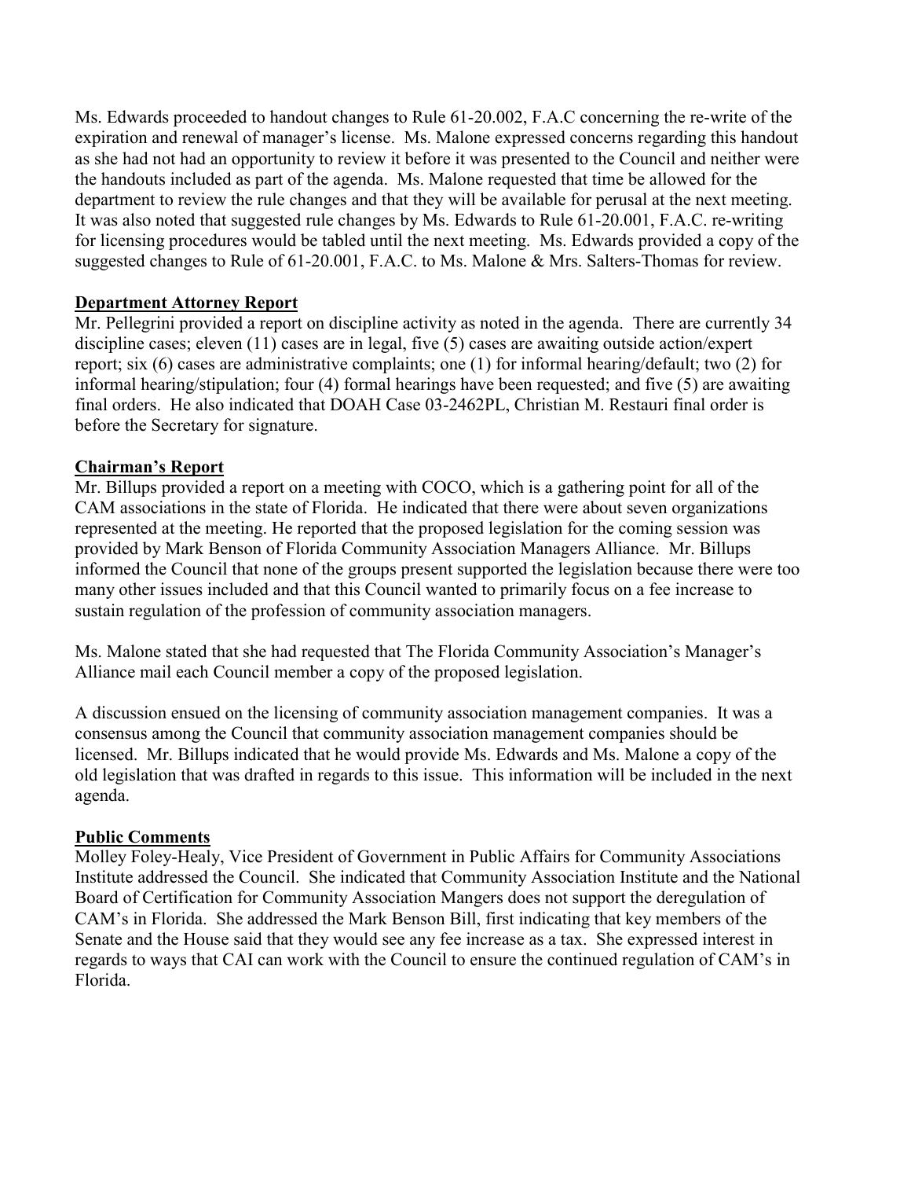Ms. Edwards proceeded to handout changes to Rule 61-20.002, F.A.C concerning the re-write of the expiration and renewal of manager's license. Ms. Malone expressed concerns regarding this handout as she had not had an opportunity to review it before it was presented to the Council and neither were the handouts included as part of the agenda. Ms. Malone requested that time be allowed for the department to review the rule changes and that they will be available for perusal at the next meeting. It was also noted that suggested rule changes by Ms. Edwards to Rule 61-20.001, F.A.C. re-writing for licensing procedures would be tabled until the next meeting. Ms. Edwards provided a copy of the suggested changes to Rule of 61-20.001, F.A.C. to Ms. Malone & Mrs. Salters-Thomas for review.

**Department Attorney Report**

Mr. Pellegrini provided a report on discipline activity as noted in the agenda. There are currently 34 discipline cases; eleven (11) cases are in legal, five (5) cases are awaiting outside action/expert report; six (6) cases are administrative complaints; one (1) for informal hearing/default; two (2) for informal hearing/stipulation; four (4) formal hearings have been requested; and five (5) are awaiting final orders. He also indicated that DOAH Case 03-2462PL, Christian M. Restauri final order is before the Secretary for signature.

**Chairman's Report**

Mr. Billups provided a report on a meeting with COCO, which is a gathering point for all of the CAM associations in the state of Florida. He indicated that there were about seven organizations represented at the meeting. He reported that the proposed legislation for the coming session was provided by Mark Benson of Florida Community Association Managers Alliance. Mr. Billups informed the Council that none of the groups present supported the legislation because there were too many other issues included and that this Council wanted to primarily focus on a fee increase to sustain regulation of the profession of community association managers.

Ms. Malone stated that she had requested that The Florida Community Association's Manager's Alliance mail each Council member a copy of the proposed legislation.

A discussion ensued on the licensing of community association management companies. It was a consensus among the Council that community association management companies should be licensed. Mr. Billups indicated that he would provide Ms. Edwards and Ms. Malone a copy of the old legislation that was drafted in regards to this issue. This information will be included in the next agenda.

**Public Comments**

Molley Foley-Healy, Vice President of Government in Public Affairs for Community Associations Institute addressed the Council. She indicated that Community Association Institute and the National Board of Certification for Community Association Mangers does not support the deregulation of CAM's in Florida. She addressed the Mark Benson Bill, first indicating that key members of the Senate and the House said that they would see any fee increase as a tax. She expressed interest in regards to ways that CAI can work with the Council to ensure the continued regulation of CAM's in Florida.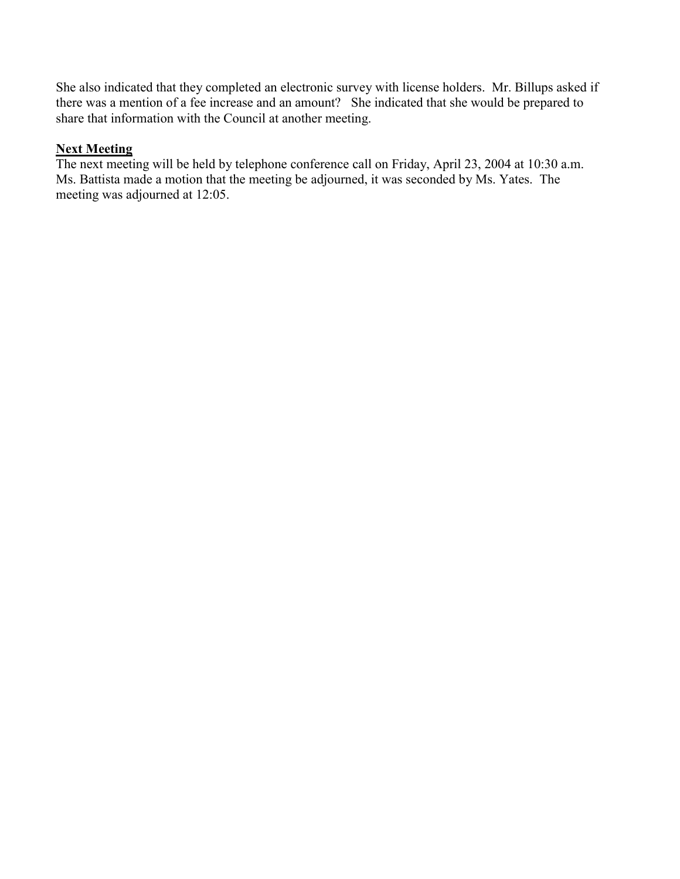She also indicated that they completed an electronic survey with license holders. Mr. Billups asked if there was a mention of a fee increase and an amount? She indicated that she would be prepared to share that information with the Council at another meeting.

**Next Meeting**

The next meeting will be held by telephone conference call on Friday, April 23, 2004 at 10:30 a.m. Ms. Battista made a motion that the meeting be adjourned, it was seconded by Ms. Yates. The meeting was adjourned at 12:05.